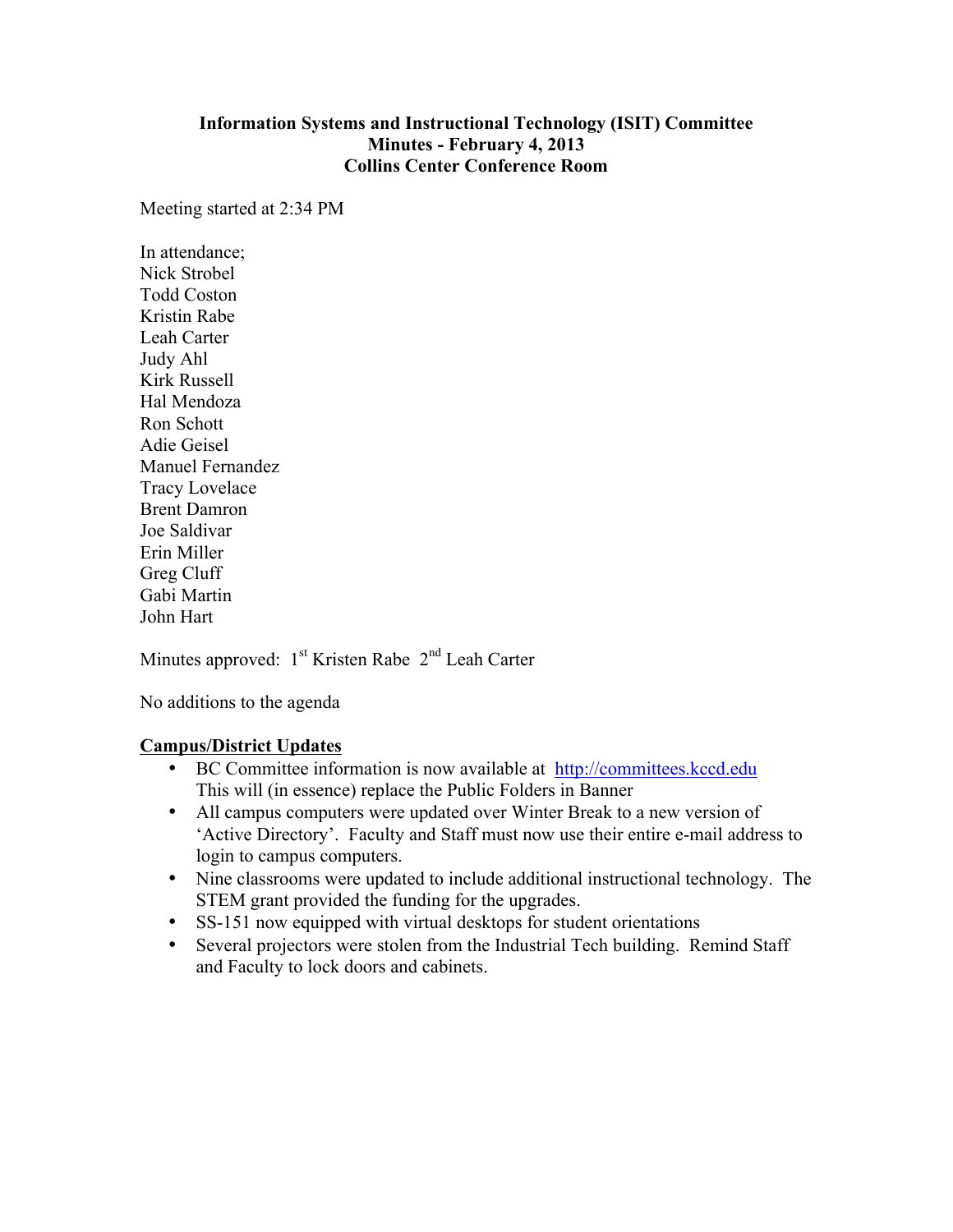# Information Systems and Instructional Technology (ISIT) Committee
## Minutes - February 4, 2013
## Collins Center Conference Room

Meeting started at 2:34 PM

In attendance;  
Nick Strobel  
Todd Coston  
Kristin Rabe  
Leah Carter  
Judy Ahl  
Kirk Russell  
Hal Mendoza  
Ron Schott  
Adie Geisel  
Manuel Fernandez  
Tracy Lovelace  
Brent Damron  
Joe Saldivar  
Erin Miller  
Greg Cluff  
Gabi Martin  
John Hart

Minutes approved: 1st Kristen Rabe 2nd Leah Carter

No additions to the agenda

**Campus/District Updates**

- BC Committee information is now available at http://committees.kccd.edu This will (in essence) replace the Public Folders in Banner
- All campus computers were updated over Winter Break to a new version of 'Active Directory'. Faculty and Staff must now use their entire e-mail address to login to campus computers.
- Nine classrooms were updated to include additional instructional technology. The STEM grant provided the funding for the upgrades.
- SS-151 now equipped with virtual desktops for student orientations
- Several projectors were stolen from the Industrial Tech building. Remind Staff and Faculty to lock doors and cabinets.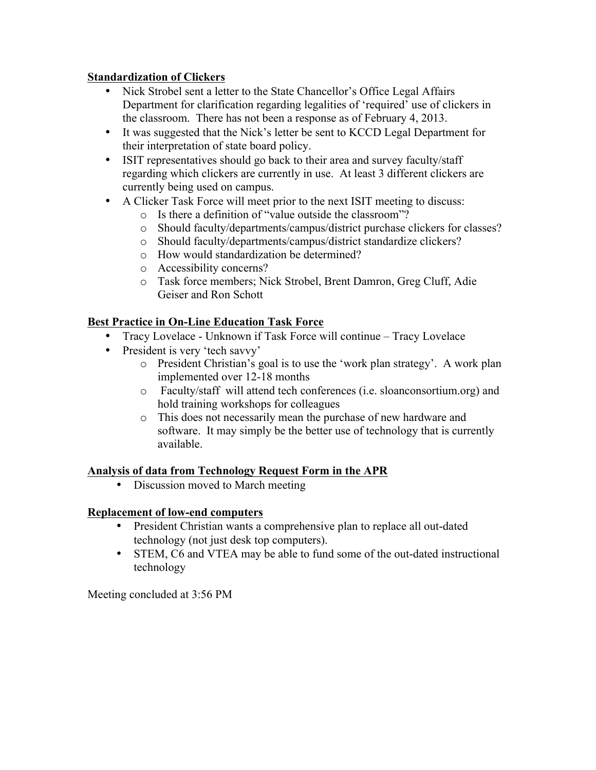**Standardization of Clickers**

- Nick Strobel sent a letter to the State Chancellor's Office Legal Affairs Department for clarification regarding legalities of 'required' use of clickers in the classroom. There has not been a response as of February 4, 2013.
- It was suggested that the Nick's letter be sent to KCCD Legal Department for their interpretation of state board policy.
- ISIT representatives should go back to their area and survey faculty/staff regarding which clickers are currently in use. At least 3 different clickers are currently being used on campus.
- A Clicker Task Force will meet prior to the next ISIT meeting to discuss:
  - Is there a definition of "value outside the classroom"?
  - Should faculty/departments/campus/district purchase clickers for classes?
  - Should faculty/departments/campus/district standardize clickers?
  - How would standardization be determined?
  - Accessibility concerns?
  - Task force members; Nick Strobel, Brent Damron, Greg Cluff, Adie Geiser and Ron Schott

**Best Practice in On-Line Education Task Force**

- Tracy Lovelace - Unknown if Task Force will continue – Tracy Lovelace
- President is very 'tech savvy'
  - President Christian's goal is to use the 'work plan strategy'. A work plan implemented over 12-18 months
  - Faculty/staff will attend tech conferences (i.e. sloanconsortium.org) and hold training workshops for colleagues
  - This does not necessarily mean the purchase of new hardware and software. It may simply be the better use of technology that is currently available.

**Analysis of data from Technology Request Form in the APR**

- Discussion moved to March meeting

**Replacement of low-end computers**

- President Christian wants a comprehensive plan to replace all out-dated technology (not just desk top computers).
- STEM, C6 and VTEA may be able to fund some of the out-dated instructional technology

Meeting concluded at 3:56 PM